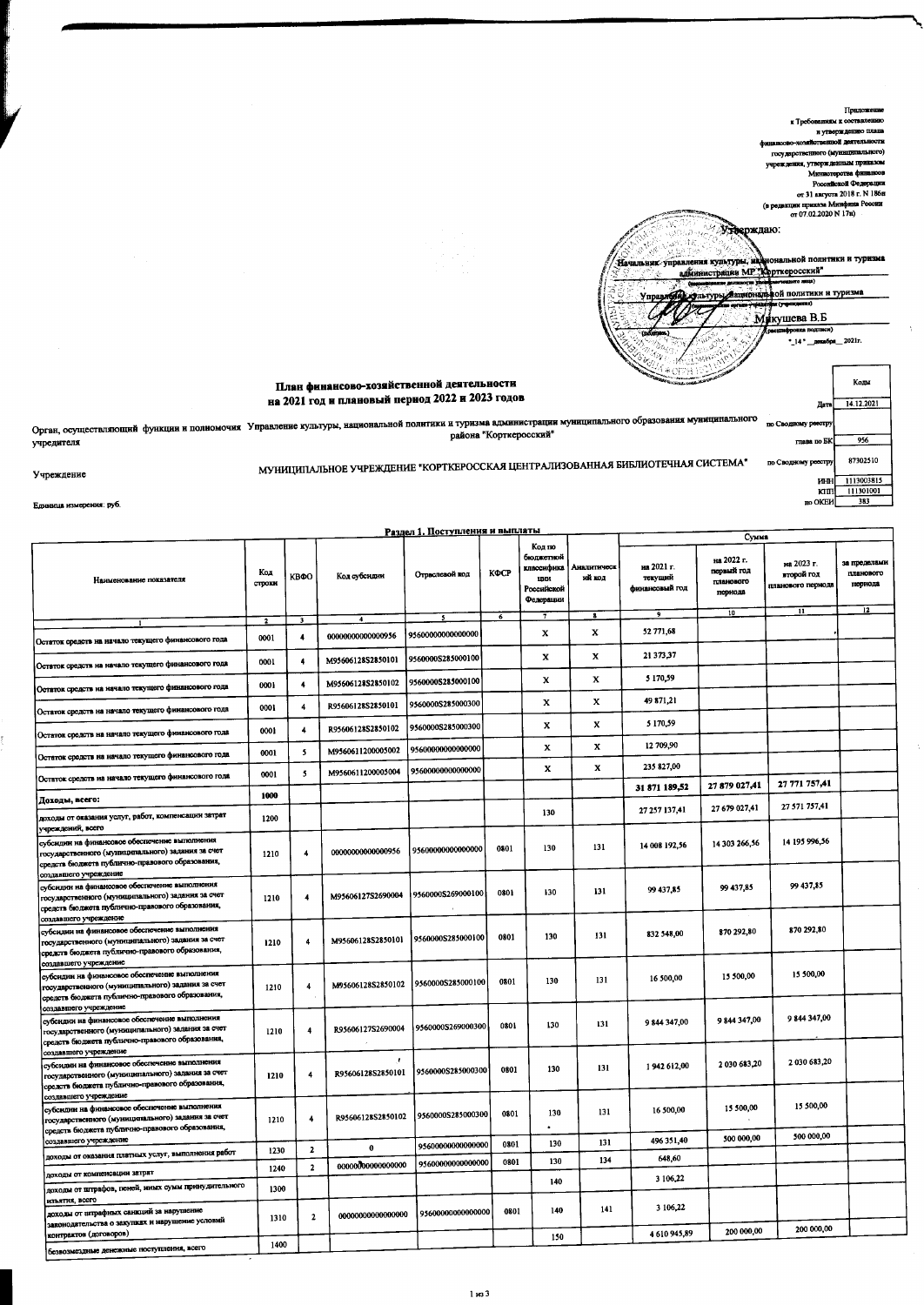Приложение
к Требованиям к составлению
и утверждению плана
финансово-хозяйственной деятельности
государственного (муниципального)
учреждения, утвержденным приказом
Министерства финансов
Российской Федерации
от 31 августа 2018 г. N 186н
(в редакции приказа Минфина России
от 07.02.2020 N 17н)

Утверждаю:

Начальник управления культуры, национальной политики и туризма администрации МР "Корткеросский"
(наименование должности уполномоченного лица)

Управление культуры, национальной политики и туризма
(наименование органа - учредителя (учреждения))

(подпись) Микушева В.Б
(расшифровка подписи)

"14" декабря 2021г.

# План финансово-хозяйственной деятельности на 2021 год и плановый период 2022 и 2023 годов

| | | | Коды |
|---|---|---|---|
| | | Дата | 14.12.2021 |
| Орган, осуществляющий функции и полномочия учредителя | Управление культуры, национальной политики и туризма администрации муниципального образования муниципального района "Корткеросский" | по Сводному реестру | |
| | | глава по БК | 956 |
| Учреждение | МУНИЦИПАЛЬНОЕ УЧРЕЖДЕНИЕ "КОРТКЕРОССКАЯ ЦЕНТРАЛИЗОВАННАЯ БИБЛИОТЕЧНАЯ СИСТЕМА" | по Сводному реестру | 87302510 |
| | | ИНН | 1113003815 |
| | | КПП | 111301001 |
| Единица измерения: руб. | | по ОКЕИ | 383 |

## Раздел 1. Поступления и выплаты

| Наименование показателя | Код строки | КВФО | Код субсидии | Отраслевой код | КФСР | Код по бюджетной классификации Российской Федерации | Аналитический код | Сумма | | | |
|---|---|---|---|---|---|---|---|---|---|---|---|
| | | | | | | | | на 2021 г. текущий финансовый год | на 2022 г. первый год планового периода | на 2023 г. второй год планового периода | за пределами планового периода |
| 1 | 2 | 3 | 4 | 5 | 6 | 7 | 8 | 9 | 10 | 11 | 12 |
| Остаток средств на начало текущего финансового года | 0001 | 4 | 00000000000000956 | 95600000000000000 | | x | x | 52 771,68 | | | |
| Остаток средств на начало текущего финансового года | 0001 | 4 | M95606128S2850101 | 9560000S285000100 | | x | x | 21 373,37 | | | |
| Остаток средств на начало текущего финансового года | 0001 | 4 | M95606128S2850102 | 9560000S285000100 | | x | x | 5 170,59 | | | |
| Остаток средств на начало текущего финансового года | 0001 | 4 | R95606128S2850101 | 9560000S285000300 | | x | x | 49 871,21 | | | |
| Остаток средств на начало текущего финансового года | 0001 | 4 | R95606128S2850102 | 9560000S285000300 | | x | x | 5 170,59 | | | |
| Остаток средств на начало текущего финансового года | 0001 | 5 | M95606112000005002 | 95600000000000000 | | x | x | 12 709,90 | | | |
| Остаток средств на начало текущего финансового года | 0001 | 5 | M95606112000005004 | 95600000000000000 | | x | x | 235 827,00 | | | |
| Доходы, всего: | 1000 | | | | | | | 31 871 189,52 | 27 879 027,41 | 27 771 757,41 | |
| доходы от оказания услуг, работ, компенсации затрат учреждений, всего | 1200 | | | | | 130 | | 27 257 137,41 | 27 679 027,41 | 27 571 757,41 | |
| субсидии на финансовое обеспечение выполнения государственного (муниципального) задания за счет средств бюджета публично-правового образования, создавшего учреждение | 1210 | 4 | 00000000000000956 | 95600000000000000 | 0801 | 130 | 131 | 14 008 192,56 | 14 303 266,56 | 14 195 996,56 | |
| субсидии на финансовое обеспечение выполнения государственного (муниципального) задания за счет средств бюджета публично-правового образования, создавшего учреждение | 1210 | 4 | M95606127S2690004 | 9560000S269000100 | 0801 | 130 | 131 | 99 437,85 | 99 437,85 | 99 437,85 | |
| субсидии на финансовое обеспечение выполнения государственного (муниципального) задания за счет средств бюджета публично-правового образования, создавшего учреждение | 1210 | 4 | M95606128S2850101 | 9560000S285000100 | 0801 | 130 | 131 | 832 548,00 | 870 292,80 | 870 292,80 | |
| субсидии на финансовое обеспечение выполнения государственного (муниципального) задания за счет средств бюджета публично-правового образования, создавшего учреждение | 1210 | 4 | M95606128S2850102 | 9560000S285000100 | 0801 | 130 | 131 | 16 500,00 | 15 500,00 | 15 500,00 | |
| субсидии на финансовое обеспечение выполнения государственного (муниципального) задания за счет средств бюджета публично-правового образования, создавшего учреждение | 1210 | 4 | R95606127S2690004 | 9560000S269000300 | 0801 | 130 | 131 | 9 844 347,00 | 9 844 347,00 | 9 844 347,00 | |
| субсидии на финансовое обеспечение выполнения государственного (муниципального) задания за счет средств бюджета публично-правового образования, создавшего учреждение | 1210 | 4 | R95606128S2850101 | 9560000S285000300 | 0801 | 130 | 131 | 1 942 612,00 | 2 030 683,20 | 2 030 683,20 | |
| субсидии на финансовое обеспечение выполнения государственного (муниципального) задания за счет средств бюджета публично-правового образования, создавшего учреждение | 1210 | 4 | R95606128S2850102 | 9560000S285000300 | 0801 | 130 | 131 | 16 500,00 | 15 500,00 | 15 500,00 | |
| доходы от оказания платных услуг, выполнения работ | 1230 | 2 | 0 | 95600000000000000 | 0801 | 130 | 131 | 496 351,40 | 500 000,00 | 500 000,00 | |
| доходы от компенсации затрат | 1240 | 2 | 00000000000000000 | 95600000000000000 | 0801 | 130 | 134 | 648,60 | | | |
| доходы от штрафов, пеней, иных сумм принудительного изъятия, всего | 1300 | | | | | 140 | | 3 106,22 | | | |
| доходы от штрафных санкций за нарушение законодательства о закупках и нарушение условий контрактов (договоров) | 1310 | 2 | 00000000000000000 | 95600000000000000 | 0801 | 140 | 141 | 3 106,22 | | | |
| безвозмездные денежные поступления, всего | 1400 | | | | | 150 | | 4 610 945,89 | 200 000,00 | 200 000,00 | |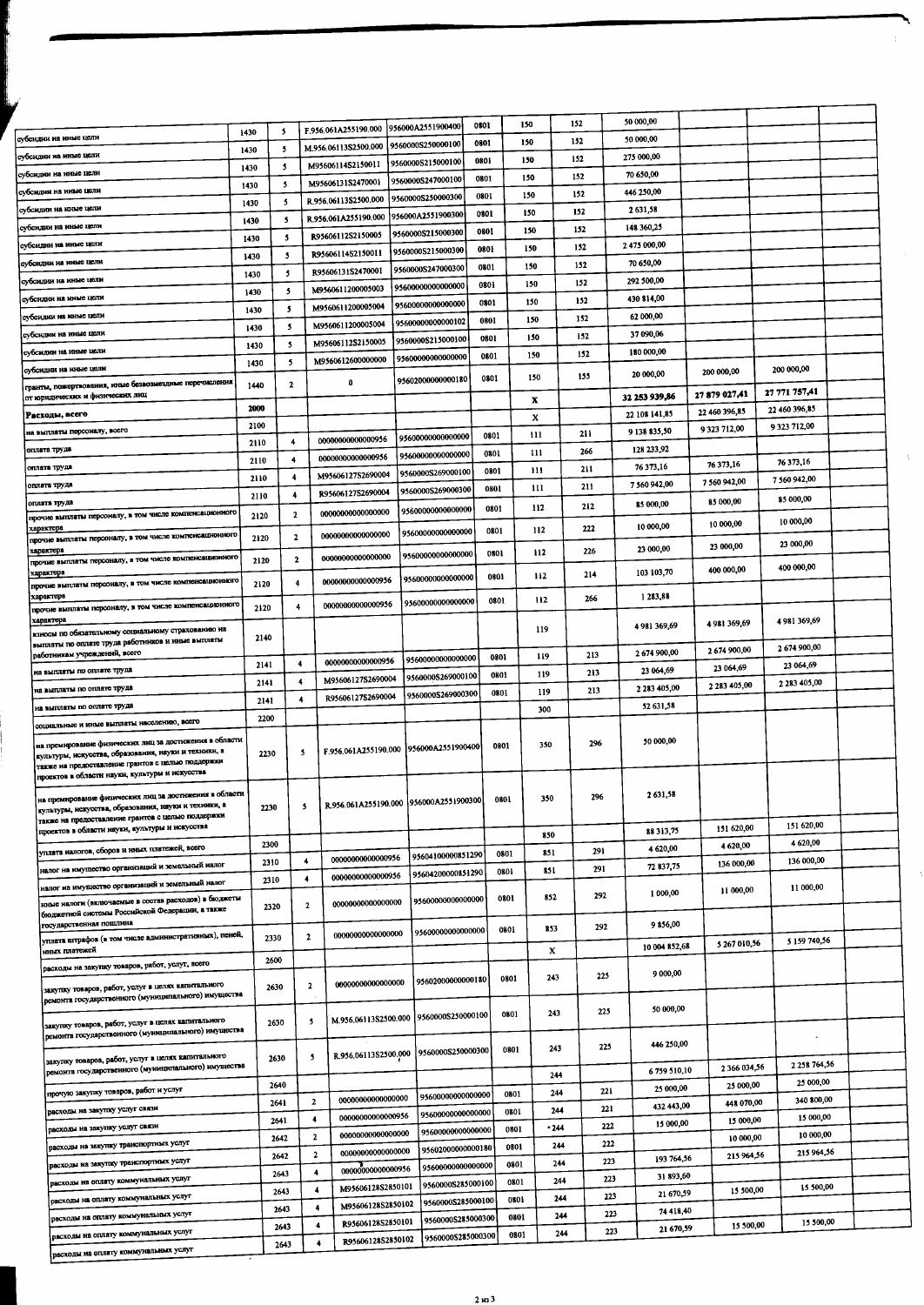| | | | | | | | | | | | |
|---|---|---|---|---|---|---|---|---|---|---|---|
| субсидии на иные цели | 1430 | 5 | F.956.061A255190.000 | 956000A2551900400 | 0801 | 150 | 152 | 50 000,00 | | | |
| субсидии на иные цели | 1430 | 5 | M.956.06113S2500.000 | 9560000S250000100 | 0801 | 150 | 152 | 50 000,00 | | | |
| субсидии на иные цели | 1430 | 5 | M95606114S2150011 | 9560000S215000100 | 0801 | 150 | 152 | 275 000,00 | | | |
| субсидии на иные цели | 1430 | 5 | M95606131S2470001 | 9560000S247000100 | 0801 | 150 | 152 | 70 650,00 | | | |
| субсидии на иные цели | 1430 | 5 | R.956.06113S2500.000 | 9560000S250000300 | 0801 | 150 | 152 | 446 250,00 | | | |
| субсидии на иные цели | 1430 | 5 | R.956.061A255190.000 | 956000A2551900300 | 0801 | 150 | 152 | 2 631,58 | | | |
| субсидии на иные цели | 1430 | 5 | R95606112S2150005 | 9560000S215000300 | 0801 | 150 | 152 | 148 360,25 | | | |
| субсидии на иные цели | 1430 | 5 | R95606114S2150011 | 9560000S215000300 | 0801 | 150 | 152 | 2 475 000,00 | | | |
| субсидии на иные цели | 1430 | 5 | R95606131S2470001 | 9560000S247000300 | 0801 | 150 | 152 | 70 650,00 | | | |
| субсидии на иные цели | 1430 | 5 | M9560611200005003 | 95600000000000000 | 0801 | 150 | 152 | 292 500,00 | | | |
| субсидии на иные цели | 1430 | 5 | M9560611200005004 | 95600000000000000 | 0801 | 150 | 152 | 430 814,00 | | | |
| субсидии на иные цели | 1430 | 5 | M9560611200005004 | 95600000000000102 | 0801 | 150 | 152 | 62 000,00 | | | |
| субсидии на иные цели | 1430 | 5 | M95606112S2150005 | 9560000S215000100 | 0801 | 150 | 152 | 37 090,06 | | | |
| субсидии на иные цели | 1430 | 5 | M9560612600000000 | 95600000000000000 | 0801 | 150 | 152 | 180 000,00 | | | |
| гранты, пожертвования, иные безвозмездные перечисления от юридических и физических лиц | 1440 | 2 | 0 | 95602000000000180 | 0801 | 150 | 155 | 20 000,00 | 200 000,00 | 200 000,00 | |
| **Расходы, всего** | 2000 | | | | | X | | 32 253 939,86 | 27 879 027,41 | 27 771 757,41 | |
| на выплаты персоналу, всего | 2100 | | | | | X | | 22 108 141,85 | 22 460 396,85 | 22 460 396,85 | |
| оплата труда | 2110 | 4 | 00000000000000956 | 95600000000000000 | 0801 | 111 | 211 | 9 138 835,50 | 9 323 712,00 | 9 323 712,00 | |
| оплата труда | 2110 | 4 | 00000000000000956 | 95600000000000000 | 0801 | 111 | 266 | 128 233,92 | | | |
| оплата труда | 2110 | 4 | M95606127S2690004 | 9560000S269000100 | 0801 | 111 | 211 | 76 373,16 | 76 373,16 | 76 373,16 | |
| оплата труда | 2110 | 4 | R95606127S2690004 | 9560000S269000300 | 0801 | 111 | 211 | 7 560 942,00 | 7 560 942,00 | 7 560 942,00 | |
| прочие выплаты персоналу, в том числе компенсационного характера | 2120 | 2 | 00000000000000000 | 95600000000000000 | 0801 | 112 | 212 | 85 000,00 | 85 000,00 | 85 000,00 | |
| прочие выплаты персоналу, в том числе компенсационного характера | 2120 | 2 | 00000000000000000 | 95600000000000000 | 0801 | 112 | 222 | 10 000,00 | 10 000,00 | 10 000,00 | |
| прочие выплаты персоналу, в том числе компенсационного характера | 2120 | 2 | 00000000000000000 | 95600000000000000 | 0801 | 112 | 226 | 23 000,00 | 23 000,00 | 23 000,00 | |
| прочие выплаты персоналу, в том числе компенсационного характера | 2120 | 4 | 00000000000000956 | 95600000000000000 | 0801 | 112 | 214 | 103 103,70 | 400 000,00 | 400 000,00 | |
| прочие выплаты персоналу, в том числе компенсационного характера | 2120 | 4 | 00000000000000956 | 95600000000000000 | 0801 | 112 | 266 | 1 283,88 | | | |
| взносы по обязательному социальному страхованию на выплаты по оплате труда работников и иные выплаты работникам учреждений, всего | 2140 | | | | | 119 | | 4 981 369,69 | 4 981 369,69 | 4 981 369,69 | |
| на выплаты по оплате труда | 2141 | 4 | 00000000000000956 | 95600000000000000 | 0801 | 119 | 213 | 2 674 900,00 | 2 674 900,00 | 2 674 900,00 | |
| на выплаты по оплате труда | 2141 | 4 | M95606127S2690004 | 9560000S269000100 | 0801 | 119 | 213 | 23 064,69 | 23 064,69 | 23 064,69 | |
| на выплаты по оплате труда | 2141 | 4 | R95606127S2690004 | 9560000S269000300 | 0801 | 119 | 213 | 2 283 405,00 | 2 283 405,00 | 2 283 405,00 | |
| социальные и иные выплаты населению, всего | 2200 | | | | | 300 | | 52 631,58 | | | |
| на премирование физических лиц за достижения в области культуры, искусства, образования, науки и техники, а также на предоставление грантов с целью поддержки проектов в области науки, культуры и искусства | 2230 | 5 | F.956.061A255190.000 | 956000A2551900400 | 0801 | 350 | 296 | 50 000,00 | | | |
| на премирование физических лиц за достижения в области культуры, искусства, образования, науки и техники, а также на предоставление грантов с целью поддержки проектов в области науки, культуры и искусства | 2230 | 5 | R.956.061A255190.000 | 956000A2551900300 | 0801 | 350 | 296 | 2 631,58 | | | |
| уплата налогов, сборов и иных платежей, всего | 2300 | | | | | 850 | | 88 313,75 | 151 620,00 | 151 620,00 | |
| налог на имущество организаций и земельный налог | 2310 | 4 | 00000000000000956 | 95604100000851290 | 0801 | 851 | 291 | 4 620,00 | 4 620,00 | 4 620,00 | |
| налог на имущество организаций и земельный налог | 2310 | 4 | 00000000000000956 | 95604200000851290 | 0801 | 851 | 291 | 72 837,75 | 136 000,00 | 136 000,00 | |
| иные налоги (включаемые в состав расходов) в бюджеты бюджетной системы Российской Федерации, а также государственная пошлина | 2320 | 2 | 00000000000000000 | 95600000000000000 | 0801 | 852 | 292 | 1 000,00 | 11 000,00 | 11 000,00 | |
| уплата штрафов (в том числе административных), пеней, иных платежей | 2330 | 2 | 00000000000000000 | 95600000000000000 | 0801 | 853 | 292 | 9 856,00 | | | |
| расходы на закупку товаров, работ, услуг, всего | 2600 | | | | | X | | 10 004 852,68 | 5 267 010,56 | 5 159 740,56 | |
| закупку товаров, работ, услуг в целях капитального ремонта государственного (муниципального) имущества | 2630 | 2 | 00000000000000000 | 95602000000000180 | 0801 | 243 | 225 | 9 000,00 | | | |
| закупку товаров, работ, услуг в целях капитального ремонта государственного (муниципального) имущества | 2630 | 5 | M.956.06113S2500.000 | 9560000S250000100 | 0801 | 243 | 225 | 50 000,00 | | | |
| закупку товаров, работ, услуг в целях капитального ремонта государственного (муниципального) имущества | 2630 | 5 | R.956.06113S2500.000 | 9560000S250000300 | 0801 | 243 | 225 | 446 250,00 | | | |
| прочую закупку товаров, работ и услуг | 2640 | | | | | 244 | | 6 759 510,10 | 2 366 034,56 | 2 258 764,56 | |
| расходы на закупку услуг связи | 2641 | 2 | 00000000000000000 | 95600000000000000 | 0801 | 244 | 221 | 25 000,00 | 25 000,00 | 25 000,00 | |
| расходы на закупку услуг связи | 2641 | 4 | 00000000000000956 | 95600000000000000 | 0801 | 244 | 221 | 432 443,00 | 448 070,00 | 340 800,00 | |
| расходы на закупку транспортных услуг | 2642 | 2 | 00000000000000000 | 95600000000000000 | 0801 | 244 | 222 | 15 000,00 | 15 000,00 | 15 000,00 | |
| расходы на закупку транспортных услуг | 2642 | 2 | 00000000000000000 | 95602000000000180 | 0801 | 244 | 222 | | 10 000,00 | 10 000,00 | |
| расходы на оплату коммунальных услуг | 2643 | 4 | 00000000000000956 | 95600000000000000 | 0801 | 244 | 223 | 193 764,56 | 215 964,56 | 215 964,56 | |
| расходы на оплату коммунальных услуг | 2643 | 4 | M95606128S2850101 | 9560000S285000100 | 0801 | 244 | 223 | 31 893,60 | | | |
| расходы на оплату коммунальных услуг | 2643 | 4 | M95606128S2850102 | 9560000S285000100 | 0801 | 244 | 223 | 21 670,59 | 15 500,00 | 15 500,00 | |
| расходы на оплату коммунальных услуг | 2643 | 4 | R95606128S2850101 | 9560000S285000300 | 0801 | 244 | 223 | 74 418,40 | | | |
| расходы на оплату коммунальных услуг | 2643 | 4 | R95606128S2850102 | 9560000S285000300 | 0801 | 244 | 223 | 21 670,59 | 15 500,00 | 15 500,00 | |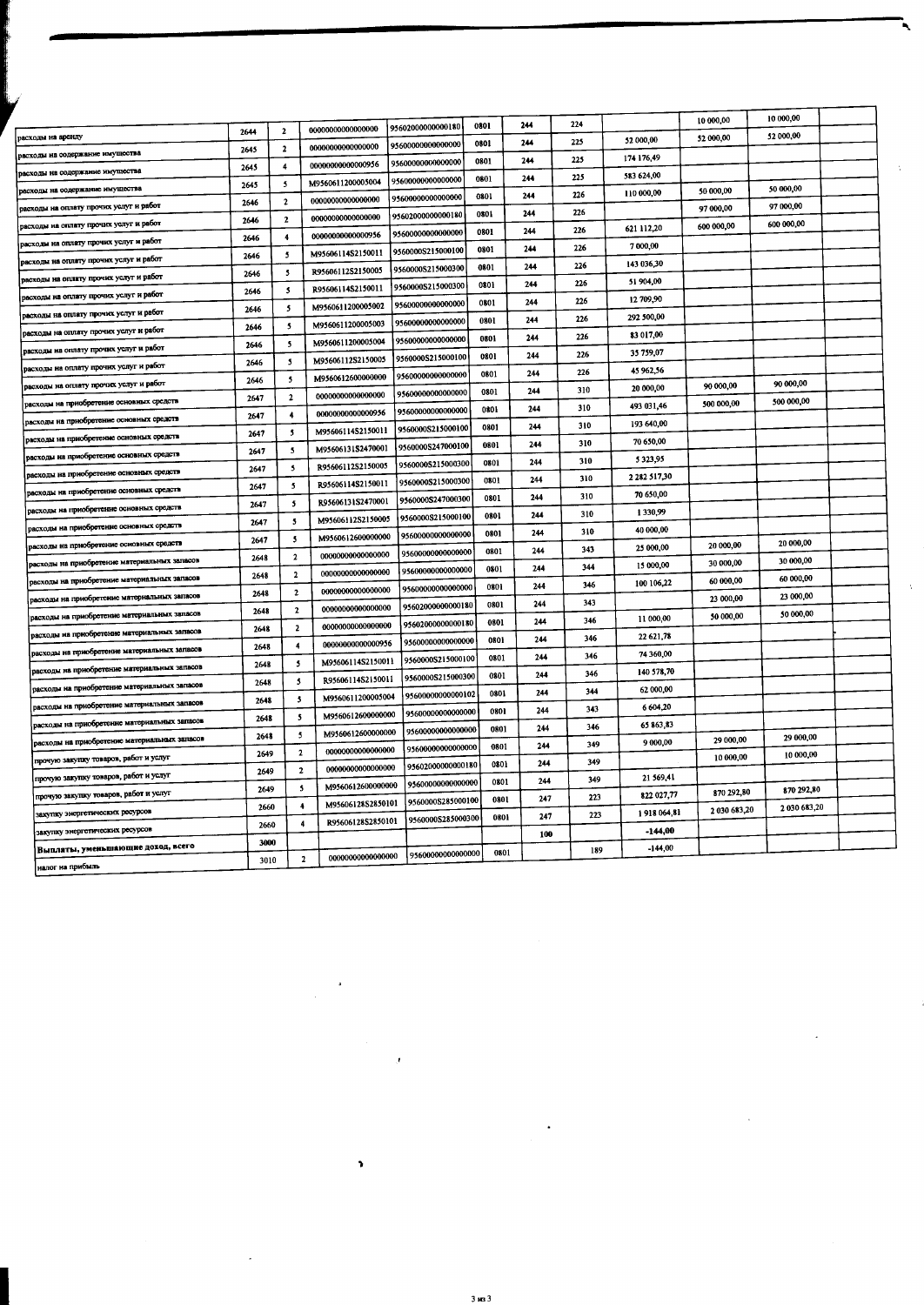| | | | | | | | | | | | |
|---|---|---|---|---|---|---|---|---|---|---|---|
| расходы на аренду | 2644 | 2 | 00000000000000000 | 95602000000000180 | 0801 | 244 | 224 | | 10 000,00 | 10 000,00 | |
| расходы на содержание имущества | 2645 | 2 | 00000000000000000 | 95600000000000000 | 0801 | 244 | 225 | 52 000,00 | 52 000,00 | 52 000,00 | |
| расходы на содержание имущества | 2645 | 4 | 00000000000000956 | 95600000000000000 | 0801 | 244 | 225 | 174 176,49 | | | |
| расходы на содержание имущества | 2645 | 5 | M9560611200005004 | 95600000000000000 | 0801 | 244 | 225 | 583 624,00 | | | |
| расходы на оплату прочих услуг и работ | 2646 | 2 | 00000000000000000 | 95600000000000000 | 0801 | 244 | 226 | 110 000,00 | 50 000,00 | 50 000,00 | |
| расходы на оплату прочих услуг и работ | 2646 | 2 | 00000000000000000 | 95602000000000180 | 0801 | 244 | 226 | | 97 000,00 | 97 000,00 | |
| расходы на оплату прочих услуг и работ | 2646 | 4 | 00000000000000956 | 95600000000000000 | 0801 | 244 | 226 | 621 112,20 | 600 000,00 | 600 000,00 | |
| расходы на оплату прочих услуг и работ | 2646 | 5 | M95606114S2150011 | 9560000S215000100 | 0801 | 244 | 226 | 7 000,00 | | | |
| расходы на оплату прочих услуг и работ | 2646 | 5 | R95606112S2150005 | 9560000S215000300 | 0801 | 244 | 226 | 143 036,30 | | | |
| расходы на оплату прочих услуг и работ | 2646 | 5 | R95606114S2150011 | 9560000S215000300 | 0801 | 244 | 226 | 51 904,00 | | | |
| расходы на оплату прочих услуг и работ | 2646 | 5 | M9560611200005002 | 95600000000000000 | 0801 | 244 | 226 | 12 709,90 | | | |
| расходы на оплату прочих услуг и работ | 2646 | 5 | M9560611200005003 | 95600000000000000 | 0801 | 244 | 226 | 292 500,00 | | | |
| расходы на оплату прочих услуг и работ | 2646 | 5 | M9560611200005004 | 95600000000000000 | 0801 | 244 | 226 | 83 017,00 | | | |
| расходы на оплату прочих услуг и работ | 2646 | 5 | M95606112S2150005 | 9560000S215000100 | 0801 | 244 | 226 | 35 759,07 | | | |
| расходы на оплату прочих услуг и работ | 2646 | 5 | M9560612600000000 | 95600000000000000 | 0801 | 244 | 226 | 45 962,56 | | | |
| расходы на приобретение основных средств | 2647 | 2 | 00000000000000000 | 95600000000000000 | 0801 | 244 | 310 | 20 000,00 | 90 000,00 | 90 000,00 | |
| расходы на приобретение основных средств | 2647 | 4 | 00000000000000956 | 95600000000000000 | 0801 | 244 | 310 | 493 031,46 | 500 000,00 | 500 000,00 | |
| расходы на приобретение основных средств | 2647 | 5 | M95606114S2150011 | 9560000S215000100 | 0801 | 244 | 310 | 193 640,00 | | | |
| расходы на приобретение основных средств | 2647 | 5 | M95606131S2470001 | 9560000S247000100 | 0801 | 244 | 310 | 70 650,00 | | | |
| расходы на приобретение основных средств | 2647 | 5 | R95606112S2150005 | 9560000S215000300 | 0801 | 244 | 310 | 5 323,95 | | | |
| расходы на приобретение основных средств | 2647 | 5 | R95606114S2150011 | 9560000S215000300 | 0801 | 244 | 310 | 2 282 517,30 | | | |
| расходы на приобретение основных средств | 2647 | 5 | R95606131S2470001 | 9560000S247000300 | 0801 | 244 | 310 | 70 650,00 | | | |
| расходы на приобретение основных средств | 2647 | 5 | M95606112S2150005 | 9560000S215000100 | 0801 | 244 | 310 | 1 330,99 | | | |
| расходы на приобретение основных средств | 2647 | 5 | M9560612600000000 | 95600000000000000 | 0801 | 244 | 310 | 40 000,00 | | | |
| расходы на приобретение материальных запасов | 2648 | 2 | 00000000000000000 | 95600000000000000 | 0801 | 244 | 343 | 25 000,00 | 20 000,00 | 20 000,00 | |
| расходы на приобретение материальных запасов | 2648 | 2 | 00000000000000000 | 95600000000000000 | 0801 | 244 | 344 | 15 000,00 | 30 000,00 | 30 000,00 | |
| расходы на приобретение материальных запасов | 2648 | 2 | 00000000000000000 | 95600000000000000 | 0801 | 244 | 346 | 100 106,22 | 60 000,00 | 60 000,00 | |
| расходы на приобретение материальных запасов | 2648 | 2 | 00000000000000000 | 95602000000000180 | 0801 | 244 | 343 | | 23 000,00 | 23 000,00 | |
| расходы на приобретение материальных запасов | 2648 | 2 | 00000000000000000 | 95602000000000180 | 0801 | 244 | 346 | 11 000,00 | 50 000,00 | 50 000,00 | |
| расходы на приобретение материальных запасов | 2648 | 4 | 00000000000000956 | 95600000000000000 | 0801 | 244 | 346 | 22 621,78 | | | |
| расходы на приобретение материальных запасов | 2648 | 5 | M95606114S2150011 | 9560000S215000100 | 0801 | 244 | 346 | 74 360,00 | | | |
| расходы на приобретение материальных запасов | 2648 | 5 | R95606114S2150011 | 9560000S215000300 | 0801 | 244 | 346 | 140 578,70 | | | |
| расходы на приобретение материальных запасов | 2648 | 5 | M9560611200005004 | 95600000000000102 | 0801 | 244 | 344 | 62 000,00 | | | |
| расходы на приобретение материальных запасов | 2648 | 5 | M9560612600000000 | 95600000000000000 | 0801 | 244 | 343 | 6 604,20 | | | |
| расходы на приобретение материальных запасов | 2648 | 5 | M9560612600000000 | 95600000000000000 | 0801 | 244 | 346 | 65 863,83 | | | |
| прочую закупку товаров, работ и услуг | 2649 | 2 | 00000000000000000 | 95600000000000000 | 0801 | 244 | 349 | 9 000,00 | 29 000,00 | 29 000,00 | |
| прочую закупку товаров, работ и услуг | 2649 | 2 | 00000000000000000 | 95602000000000180 | 0801 | 244 | 349 | | 10 000,00 | 10 000,00 | |
| прочую закупку товаров, работ и услуг | 2649 | 5 | M9560612600000000 | 95600000000000000 | 0801 | 244 | 349 | 21 569,41 | | | |
| закупку энергетических ресурсов | 2660 | 4 | M95606128S2850101 | 9560000S285000100 | 0801 | 247 | 223 | 822 027,77 | 870 292,80 | 870 292,80 | |
| закупку энергетических ресурсов | 2660 | 4 | R95606128S2850101 | 9560000S285000300 | 0801 | 247 | 223 | 1 918 064,81 | 2 030 683,20 | 2 030 683,20 | |
| **Выплаты, уменьшающие доход, всего** | 3000 | | | | | 100 | | -144,00 | | | |
| налог на прибыль | 3010 | 2 | 00000000000000000 | 95600000000000000 | 0801 | | 189 | -144,00 | | | |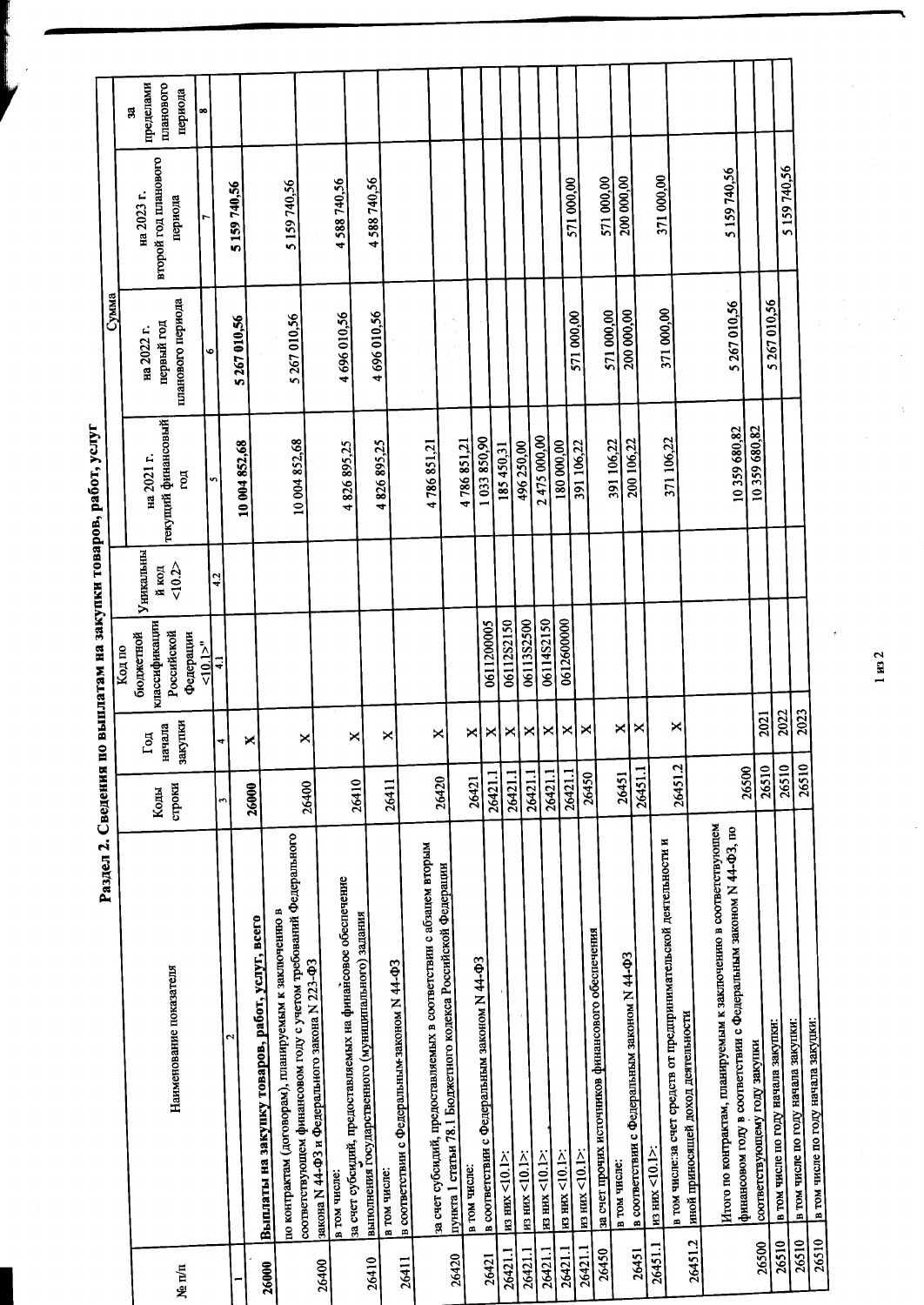## Раздел 2. Сведения по выплатам на закупки товаров, работ, услуг

| № п/п | Наименование показателя | Коды строки | Год начала закупки | Код по бюджетной классификации Российской Федерации <10.1>" | Уникальный код <10.2> | Сумма | | | |
|---|---|---|---|---|---|---|---|---|---|
| | | | | | | на 2021 г. текущий финансовый год | на 2022 г. первый год планового периода | на 2023 г. второй год планового периода | за пределами планового периода |
| 1 | 2 | 3 | 4 | 4.1 | 4.2 | 5 | 6 | 7 | 8 |
| 26000 | **Выплаты на закупку товаров, работ, услуг, всего** | **26000** | **X** | | | **10 004 852,68** | **5 267 010,56** | **5 159 740,56** | |
| 26400 | по контрактам (договорам), планируемым к заключению в соответствующем финансовом году с учетом требований Федерального закона N 44-ФЗ и Федерального закона N 223-ФЗ | 26400 | X | | | 10 004 852,68 | 5 267 010,56 | 5 159 740,56 | |
| 26410 | в том числе: за счет субсидий, предоставляемых на финансовое обеспечение выполнения государственного (муниципального) задания | 26410 | X | | | 4 826 895,25 | 4 696 010,56 | 4 588 740,56 | |
| 26411 | в том числе: в соответствии с Федеральным законом N 44-ФЗ | 26411 | X | | | 4 826 895,25 | 4 696 010,56 | 4 588 740,56 | |
| 26420 | за счет субсидий, предоставляемых в соответствии с абзацем вторым пункта 1 статьи 78.1 Бюджетного кодекса Российской Федерации | 26420 | X | | | 4 786 851,21 | | | |
| 26421 | в том числе: в соответствии с Федеральным законом N 44-ФЗ | 26421 | X | | | 4 786 851,21 | | | |
| 26421.1 | из них <10.1>: | 26421.1 | X | 0611200005 | | 1 033 850,90 | | | |
| 26421.1 | из них <10.1>: | 26421.1 | X | 06112S2150 | | 185 450,31 | | | |
| 26421.1 | из них <10.1>: | 26421.1 | X | 06113S2500 | | 496 250,00 | | | |
| 26421.1 | из них <10.1>: | 26421.1 | X | 06114S2150 | | 2 475 000,00 | | | |
| 26421.1 | из них <10.1>: | 26421.1 | X | 0612600000 | | 180 000,00 | | | |
| 26450 | за счет прочих источников финансового обеспечения | 26450 | X | | | 391 106,22 | 571 000,00 | 571 000,00 | |
| 26451 | в том числе: в соответствии с Федеральным законом N 44-ФЗ | 26451 | X | | | 391 106,22 | 571 000,00 | 571 000,00 | |
| 26451.1 | из них <10.1>: | 26451.1 | X | | | 200 106,22 | 200 000,00 | 200 000,00 | |
| 26451.2 | в том числе:за счет средств от предпринимательской деятельности и иной приносящей доход деятельности | 26451.2 | X | | | 371 106,22 | 371 000,00 | 371 000,00 | |
| 26500 | Итого по контрактам, планируемым к заключению в соответствующем финансовом году в соответствии с Федеральным законом N 44-ФЗ, по соответствующему году закупки | 26500 | | | | 10 359 680,82 | 5 267 010,56 | 5 159 740,56 | |
| 26510 | в том числе по году начала закупки: | 26510 | 2021 | | | 10 359 680,82 | | | |
| 26510 | в том числе по году начала закупки: | 26510 | 2022 | | | | 5 267 010,56 | | |
| 26510 | в том числе по году начала закупки: | 26510 | 2023 | | | | | 5 159 740,56 | |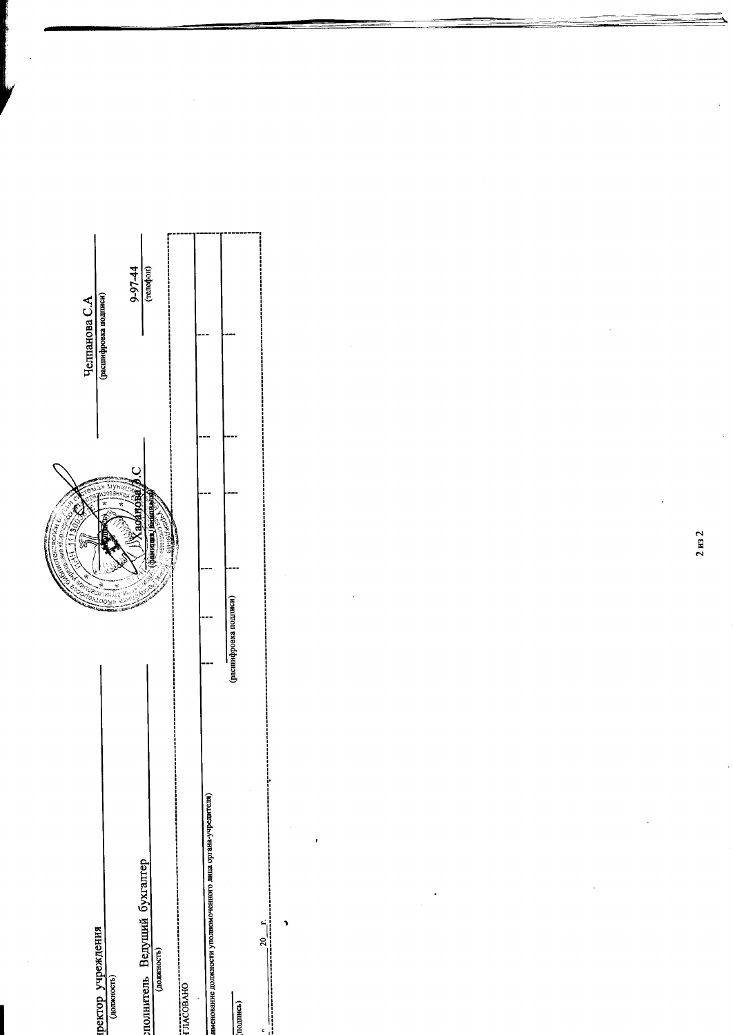ректор учреждения ______________________ Челпанова С.А
(должность) (подпись) (расшифровка подписи)

сполнитель Ведущий бухгалтер ______________________ Хабарова О.С ______________________ 9-97-44
(должность) (фамилия, инициалы) (телефон)

ГЛАСОВАНО

______________________
именование должности уполномоченного лица органа-учредителя)

______________________ ______________________
(подпись) (расшифровка подписи)

" ___ " ______________ 20 ___ г.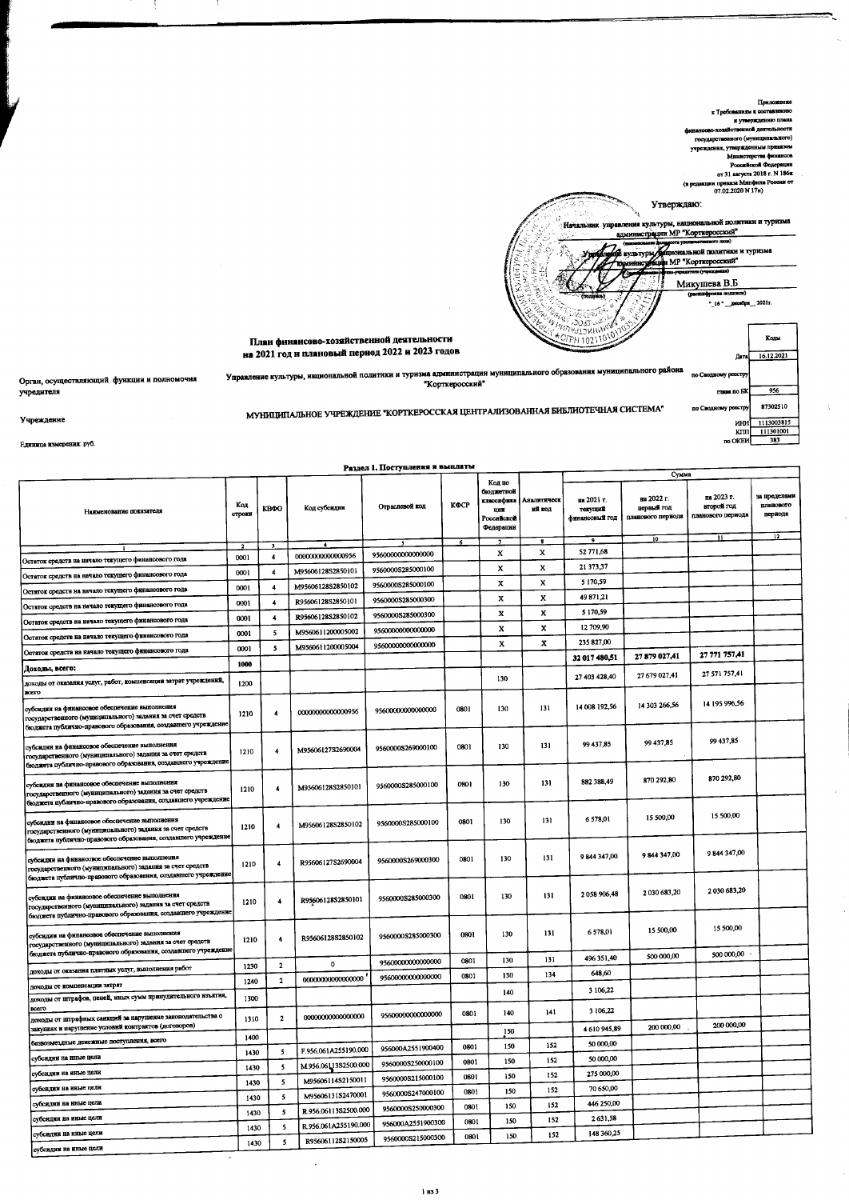Приложение
к Требованиям к составлению и утверждению плана финансово-хозяйственной деятельности государственного (муниципального) учреждения, утвержденным приказом Министерства финансов Российской Федерации от 31 августа 2018 г. N 186н (в редакции приказа Минфина России от 07.02.2020 N 17н)

Утверждаю:

Начальник управления культуры, национальной политики и туризма администрации МР "Корткеросский"
(наименование должности уполномоченного лица)

Управление культуры, национальной политики и туризма администрации МР "Корткеросский"
(наименование органа-учредителя (учреждения))

(подпись) Микушева В.Б
(расшифровка подписи)

"16" декабря 2021г.

## План финансово-хозяйственной деятельности на 2021 год и плановый период 2022 и 2023 годов

| | | Коды |
|---|---|---|
| | Дата | 16.12.2021 |
| Орган, осуществляющий функции и полномочия учредителя: Управление культуры, национальной политики и туризма администрации муниципального образования муниципального района "Корткеросский" | по Сводному реестру | |
| | глава по БК | 956 |
| Учреждение: МУНИЦИПАЛЬНОЕ УЧРЕЖДЕНИЕ "КОРТКЕРОССКАЯ ЦЕНТРАЛИЗОВАННАЯ БИБЛИОТЕЧНАЯ СИСТЕМА" | по Сводному реестру | 87302510 |
| | ИНН | 1113003815 |
| | КПП | 111301001 |
| Единица измерения: руб. | по ОКЕИ | 383 |

### Раздел 1. Поступления и выплаты

| Наименование показателя | Код строки | КВФО | Код субсидии | Отраслевой код | КФСР | Код по бюджетной классификации Российской Федерации | Аналитический код | Сумма: на 2021 г. текущий финансовый год | на 2022 г. первый год планового периода | на 2023 г. второй год планового периода | за пределами планового периода |
|---|---|---|---|---|---|---|---|---|---|---|---|
| 1 | 2 | 3 | 4 | 5 | 6 | 7 | 8 | 9 | 10 | 11 | 12 |
| Остаток средств на начало текущего финансового года | 0001 | 4 | 0000000000000956 | 95600000000000000 | | Х | Х | 52 771,68 | | | |
| Остаток средств на начало текущего финансового года | 0001 | 4 | M95606128S2850101 | 9560000S285000100 | | Х | Х | 21 373,37 | | | |
| Остаток средств на начало текущего финансового года | 0001 | 4 | M95606128S2850102 | 9560000S285000100 | | Х | Х | 5 170,59 | | | |
| Остаток средств на начало текущего финансового года | 0001 | 4 | R95606128S2850101 | 9560000S285000300 | | Х | Х | 49 871,21 | | | |
| Остаток средств на начало текущего финансового года | 0001 | 4 | R95606128S2850102 | 9560000S285000300 | | Х | Х | 5 170,59 | | | |
| Остаток средств на начало текущего финансового года | 0001 | 5 | M9560611200005002 | 95600000000000000 | | Х | Х | 12 709,90 | | | |
| Остаток средств на начало текущего финансового года | 0001 | 5 | M9560611200005004 | 95600000000000000 | | Х | Х | 235 827,00 | | | |
| Доходы, всего: | 1000 | | | | | | | 32 017 480,51 | 27 879 027,41 | 27 771 757,41 | |
| доходы от оказания услуг, работ, компенсации затрат учреждений, всего | 1200 | | | | | 130 | | 27 403 428,40 | 27 679 027,41 | 27 571 757,41 | |
| субсидии на финансовое обеспечение выполнения государственного (муниципального) задания за счет средств бюджета публично-правового образования, создавшего учреждение | 1210 | 4 | 0000000000000956 | 95600000000000000 | 0801 | 130 | 131 | 14 008 192,56 | 14 303 266,56 | 14 195 996,56 | |
| субсидии на финансовое обеспечение выполнения государственного (муниципального) задания за счет средств бюджета публично-правового образования, создавшего учреждение | 1210 | 4 | M95606127S2690004 | 9560000S269000100 | 0801 | 130 | 131 | 99 437,85 | 99 437,85 | 99 437,85 | |
| субсидии на финансовое обеспечение выполнения государственного (муниципального) задания за счет средств бюджета публично-правового образования, создавшего учреждение | 1210 | 4 | M95606128S2850101 | 9560000S285000100 | 0801 | 130 | 131 | 882 388,49 | 870 292,80 | 870 292,80 | |
| субсидии на финансовое обеспечение выполнения государственного (муниципального) задания за счет средств бюджета публично-правового образования, создавшего учреждение | 1210 | 4 | M95606128S2850102 | 9560000S285000100 | 0801 | 130 | 131 | 6 578,01 | 15 500,00 | 15 500,00 | |
| субсидии на финансовое обеспечение выполнения государственного (муниципального) задания за счет средств бюджета публично-правового образования, создавшего учреждение | 1210 | 4 | R95606127S2690004 | 9560000S269000300 | 0801 | 130 | 131 | 9 844 347,00 | 9 844 347,00 | 9 844 347,00 | |
| субсидии на финансовое обеспечение выполнения государственного (муниципального) задания за счет средств бюджета публично-правового образования, создавшего учреждение | 1210 | 4 | R95606128S2850101 | 9560000S285000300 | 0801 | 130 | 131 | 2 058 906,48 | 2 030 683,20 | 2 030 683,20 | |
| субсидии на финансовое обеспечение выполнения государственного (муниципального) задания за счет средств бюджета публично-правового образования, создавшего учреждение | 1210 | 4 | R95606128S2850102 | 9560000S285000300 | 0801 | 130 | 131 | 6 578,01 | 15 500,00 | 15 500,00 | |
| доходы от оказания платных услуг, выполнения работ | 1230 | 2 | 0 | 95600000000000000 | 0801 | 130 | 131 | 496 351,40 | 500 000,00 | 500 000,00 | |
| доходы от компенсации затрат | 1240 | 2 | 0000000000000000 | 95600000000000000 | 0801 | 130 | 134 | 648,60 | | | |
| доходы от штрафов, пеней, иных сумм принудительного изъятия, всего | 1300 | | | | | 140 | | 3 106,22 | | | |
| доходы от штрафных санкций за нарушение законодательства о закупках и нарушение условий контрактов (договоров) | 1310 | 2 | 0000000000000000 | 95600000000000000 | 0801 | 140 | 141 | 3 106,22 | | | |
| безвозмездные денежные поступления, всего | 1400 | | | | | 150 | | 4 610 945,89 | 200 000,00 | 200 000,00 | |
| субсидии на иные цели | 1430 | 5 | F.956.061A255190.000 | 956000A2551900400 | 0801 | 150 | 152 | 50 000,00 | | | |
| субсидии на иные цели | 1430 | 5 | M.956.06113S2500.000 | 9560000S250000100 | 0801 | 150 | 152 | 50 000,00 | | | |
| субсидии на иные цели | 1430 | 5 | M956061l4S2150011 | 9560000S215000100 | 0801 | 150 | 152 | 275 000,00 | | | |
| субсидии на иные цели | 1430 | 5 | M95606131S2470001 | 9560000S247000100 | 0801 | 150 | 152 | 70 650,00 | | | |
| субсидии на иные цели | 1430 | 5 | R.956.06113S2500.000 | 9560000S250000300 | 0801 | 150 | 152 | 446 250,00 | | | |
| субсидии на иные цели | 1430 | 5 | R.956.061A255190.000 | 956000A2551900300 | 0801 | 150 | 152 | 2 631,58 | | | |
| субсидии на иные цели | 1430 | 5 | R95606112S2150005 | 9560000S215000300 | 0801 | 150 | 152 | 148 360,25 | | | |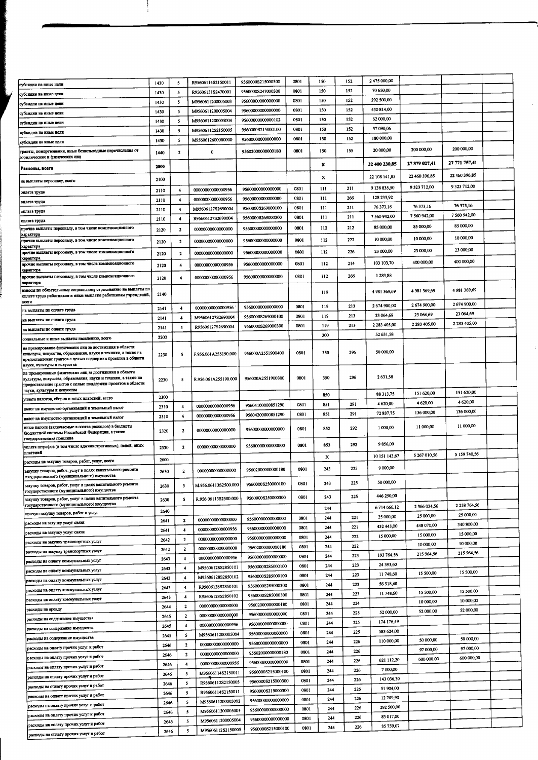| | | | | | | | | | | | | |
|---|---|---|---|---|---|---|---|---|---|---|---|---|
| субсидии на иные цели | 1430 | 5 | R95606114S2150011 | 9560000S215000300 | 0801 | 150 | 152 | 2 475 000,00 | | | | |
| субсидии на иные цели | 1430 | 5 | R95606131S2470001 | 9560000S247000300 | 0801 | 150 | 152 | 70 650,00 | | | | |
| субсидии на иные цели | 1430 | 5 | M956061120000S003 | 95600000000000000 | 0801 | 150 | 152 | 292 500,00 | | | | |
| субсидии на иные цели | 1430 | 5 | M956061120000S004 | 95600000000000000 | 0801 | 150 | 152 | 430 814,00 | | | | |
| субсидии на иные цели | 1430 | 5 | M956061120000S004 | 95600000000000102 | 0801 | 150 | 152 | 62 000,00 | | | | |
| субсидии на иные цели | 1430 | 5 | M95606112S2150005 | 9560000S215000100 | 0801 | 150 | 152 | 37 090,06 | | | | |
| субсидии на иные цели | 1430 | 5 | M956061260000000 | 95600000000000000 | 0801 | 150 | 152 | 180 000,00 | | | | |
| гранты, пожертвования, иные безвозмездные перечисления от юридических и физических лиц | 1440 | 2 | 0 | 95602000000000180 | 0801 | 150 | 155 | 20 000,00 | 200 000,00 | 200 000,00 | | |
| **Расходы, всего** | 2000 | | | | | X | | 32 400 230,85 | 27 879 027,41 | 27 771 757,41 | | |
| на выплаты персоналу, всего | 2100 | | | | | X | | 22 108 141,85 | 22 460 396,85 | 22 460 396,85 | | |
| оплата труда | 2110 | 4 | 00000000000000956 | 95600000000000000 | 0801 | 111 | 211 | 9 138 835,50 | 9 323 712,00 | 9 323 712,00 | | |
| оплата труда | 2110 | 4 | 00000000000000956 | 95600000000000000 | 0801 | 111 | 266 | 128 233,92 | | | | |
| оплата труда | 2110 | 4 | M95606127S2690004 | 9560000S269000100 | 0801 | 111 | 211 | 76 373,16 | 76 373,16 | 76 373,16 | | |
| оплата труда | 2110 | 4 | R95606127S2690004 | 9560000S269000300 | 0801 | 111 | 211 | 7 560 942,00 | 7 560 942,00 | 7 560 942,00 | | |
| прочие выплаты персоналу, в том числе компенсационного характера | 2120 | 2 | 00000000000000000 | 95600000000000000 | 0801 | 112 | 212 | 85 000,00 | 85 000,00 | 85 000,00 | | |
| прочие выплаты персоналу, в том числе компенсационного характера | 2120 | 2 | 00000000000000000 | 95600000000000000 | 0801 | 112 | 222 | 10 000,00 | 10 000,00 | 10 000,00 | | |
| прочие выплаты персоналу, в том числе компенсационного характера | 2120 | 2 | 00000000000000000 | 95600000000000000 | 0801 | 112 | 226 | 23 000,00 | 23 000,00 | 23 000,00 | | |
| прочие выплаты персоналу, в том числе компенсационного характера | 2120 | 4 | 00000000000000956 | 95600000000000000 | 0801 | 112 | 214 | 103 103,70 | 400 000,00 | 400 000,00 | | |
| прочие выплаты персоналу, в том числе компенсационного характера | 2120 | 4 | 00000000000000956 | 95600000000000000 | 0801 | 112 | 266 | 1 283,88 | | | | |
| взносы по обязательному социальному страхованию на выплаты по оплате труда работников и иные выплаты работникам учреждений, всего | 2140 | | | | | 119 | | 4 981 369,69 | 4 981 369,69 | 4 981 369,69 | | |
| на выплаты по оплате труда | 2141 | 4 | 00000000000000956 | 95600000000000000 | 0801 | 119 | 213 | 2 674 900,00 | 2 674 900,00 | 2 674 900,00 | | |
| на выплаты по оплате труда | 2141 | 4 | M95606127S2690004 | 9560000S269000100 | 0801 | 119 | 213 | 23 064,69 | 23 064,69 | 23 064,69 | | |
| на выплаты по оплате труда | 2141 | 4 | R95606127S2690004 | 9560000S269000300 | 0801 | 119 | 213 | 2 283 405,00 | 2 283 405,00 | 2 283 405,00 | | |
| социальные и иные выплаты населению, всего | 2200 | | | | | 300 | | 52 631,58 | | | | |
| на премирование физических лиц за достижения в области культуры, искусства, образования, науки и техники, а также на предоставление грантов с целью поддержки проектов в области науки, культуры и искусства | 2230 | 5 | F.956.061A255190.000 | 956000A2551900400 | 0801 | 350 | 296 | 50 000,00 | | | | |
| на премирование физических лиц за достижения в области культуры, искусства, образования, науки и техники, а также на предоставление грантов с целью поддержки проектов в области науки, культуры и искусства | 2230 | 5 | R.956.061A255190.000 | 956000A2551900300 | 0801 | 350 | 296 | 2 631,58 | | | | |
| уплата налогов, сборов и иных платежей, всего | 2300 | | | | | 850 | | 88 313,75 | 151 620,00 | 151 620,00 | | |
| налог на имущество организаций и земельный налог | 2310 | 4 | 00000000000000956 | 95604100000851290 | 0801 | 851 | 291 | 4 620,00 | 4 620,00 | 4 620,00 | | |
| налог на имущество организаций и земельный налог | 2310 | 4 | 00000000000000956 | 95604200000851290 | 0801 | 851 | 291 | 72 837,75 | 136 000,00 | 136 000,00 | | |
| иные налоги (включаемые в состав расходов) в бюджеты бюджетной системы Российской Федерации, а также государственная пошлина | 2320 | 2 | 00000000000000000 | 95600000000000000 | 0801 | 852 | 292 | 1 000,00 | 11 000,00 | 11 000,00 | | |
| уплата штрафов (в том числе административных), пеней, иных платежей | 2330 | 2 | 00000000000000000 | 95600000000000000 | 0801 | 853 | 292 | 9 856,00 | | | | |
| расходы на закупку товаров, работ, услуг, всего | 2600 | | | | | X | | 10 151 143,67 | 5 267 010,56 | 5 159 740,56 | | |
| закупку товаров, работ, услуг в целях капитального ремонта государственного (муниципального) имущества | 2630 | 2 | 00000000000000000 | 95602000000000180 | 0801 | 243 | 225 | 9 000,00 | | | | |
| закупку товаров, работ, услуг в целях капитального ремонта государственного (муниципального) имущества | 2630 | 5 | M.956.06113S2500.000 | 9560000S250000100 | 0801 | 243 | 225 | 50 000,00 | | | | |
| закупку товаров, работ, услуг в целях капитального ремонта государственного (муниципального) имущества | 2630 | 5 | R.956.06113S2500.000 | 9560000S250000300 | 0801 | 243 | 225 | 446 250,00 | | | | |
| прочую закупку товаров, работ и услуг | 2640 | | | | | 244 | | 6 714 666,12 | 2 366 034,56 | 2 258 764,56 | | |
| расходы на закупку услуг связи | 2641 | 2 | 00000000000000000 | 95600000000000000 | 0801 | 244 | 221 | 25 000,00 | 25 000,00 | 25 000,00 | | |
| расходы на закупку услуг связи | 2641 | 4 | 00000000000000956 | 95600000000000000 | 0801 | 244 | 221 | 432 443,00 | 448 070,00 | 340 800,00 | | |
| расходы на закупку транспортных услуг | 2642 | 2 | 00000000000000000 | 95600000000000000 | 0801 | 244 | 222 | 15 000,00 | 15 000,00 | 15 000,00 | | |
| расходы на закупку транспортных услуг | 2642 | 2 | 00000000000000000 | 95602000000000180 | 0801 | 244 | 222 | | 10 000,00 | 10 000,00 | | |
| расходы на оплату коммунальных услуг | 2643 | 4 | 00000000000000956 | 95600000000000000 | 0801 | 244 | 223 | 193 764,56 | 215 964,56 | 215 964,56 | | |
| расходы на оплату коммунальных услуг | 2643 | 4 | M95606128S2850101 | 9560000S285000100 | 0801 | 244 | 223 | 24 393,60 | | | | |
| расходы на оплату коммунальных услуг | 2643 | 4 | M95606128S2850102 | 9560000S285000100 | 0801 | 244 | 223 | 11 748,60 | 15 500,00 | 15 500,00 | | |
| расходы на оплату коммунальных услуг | 2643 | 4 | R95606128S2850101 | 9560000S285000300 | 0801 | 244 | 223 | 56 918,40 | | | | |
| расходы на оплату коммунальных услуг | 2643 | 4 | R95606128S2850102 | 9560000S285000300 | 0801 | 244 | 223 | 11 748,60 | 15 500,00 | 15 500,00 | | |
| расходы на аренду | 2644 | 2 | 00000000000000000 | 95602000000000180 | 0801 | 244 | 224 | | 10 000,00 | 10 000,00 | | |
| расходы на содержание имущества | 2645 | 2 | 00000000000000000 | 95600000000000000 | 0801 | 244 | 225 | 52 000,00 | 52 000,00 | 52 000,00 | | |
| расходы на содержание имущества | 2645 | 4 | 00000000000000956 | 95600000000000000 | 0801 | 244 | 225 | 174 176,49 | | | | |
| расходы на содержание имущества | 2645 | 5 | M956061120000S004 | 95600000000000000 | 0801 | 244 | 225 | 583 624,00 | | | | |
| расходы на оплату прочих услуг и работ | 2646 | 2 | 00000000000000000 | 95600000000000000 | 0801 | 244 | 226 | 110 000,00 | 50 000,00 | 50 000,00 | | |
| расходы на оплату прочих услуг и работ | 2646 | 2 | 00000000000000000 | 95602000000000180 | 0801 | 244 | 226 | | 97 000,00 | 97 000,00 | | |
| расходы на оплату прочих услуг и работ | 2646 | 4 | 00000000000000956 | 95600000000000000 | 0801 | 244 | 226 | 621 112,20 | 600 000,00 | 600 000,00 | | |
| расходы на оплату прочих услуг и работ | 2646 | 5 | M95606114S2150011 | 9560000S215000100 | 0801 | 244 | 226 | 7 000,00 | | | | |
| расходы на оплату прочих услуг и работ | 2646 | 5 | R95606112S2150005 | 9560000S215000300 | 0801 | 244 | 226 | 143 036,30 | | | | |
| расходы на оплату прочих услуг и работ | 2646 | 5 | R95606114S2150011 | 9560000S215000300 | 0801 | 244 | 226 | 51 904,00 | | | | |
| расходы на оплату прочих услуг и работ | 2646 | 5 | M956061120000S002 | 95600000000000000 | 0801 | 244 | 226 | 12 709,90 | | | | |
| расходы на оплату прочих услуг и работ | 2646 | 5 | M956061120000S003 | 95600000000000000 | 0801 | 244 | 226 | 292 500,00 | | | | |
| расходы на оплату прочих услуг и работ | 2646 | 5 | M956061120000S004 | 95600000000000000 | 0801 | 244 | 226 | 83 017,00 | | | | |
| расходы на оплату прочих услуг и работ | 2646 | 5 | M95606112S2150005 | 9560000S215000100 | 0801 | 244 | 226 | 35 759,07 | | | | |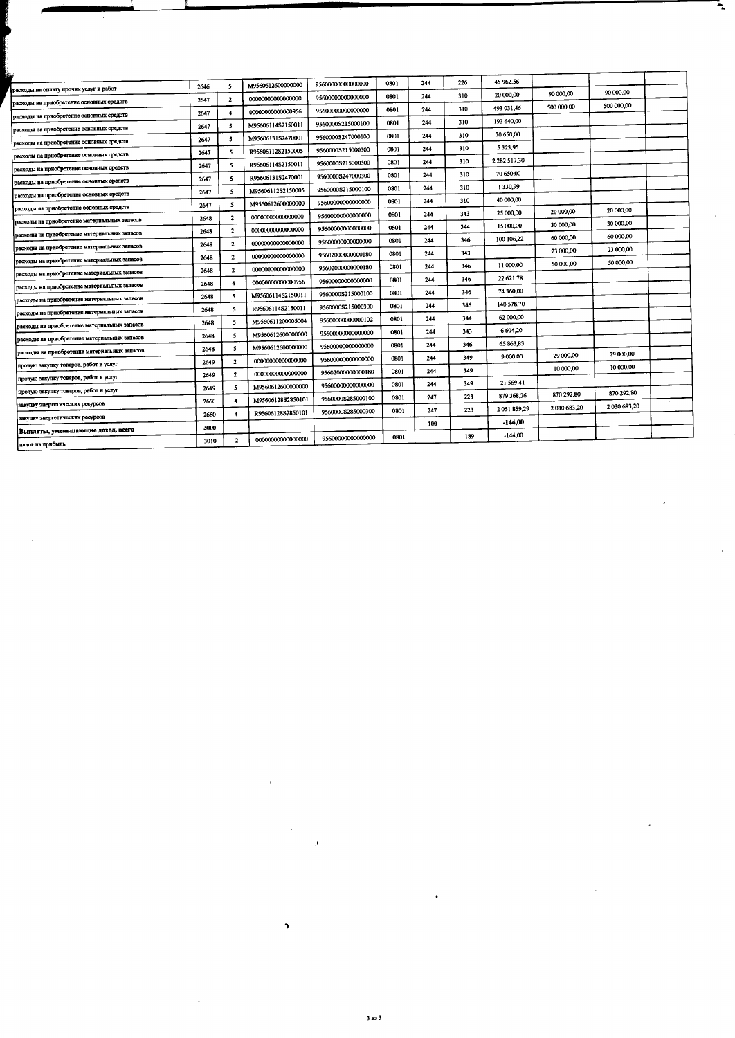| | | | | | | | | | | | |
|---|---|---|---|---|---|---|---|---|---|---|---|
| расходы на оплату прочих услуг и работ | 2646 | 5 | M9560612600000000 | 95600000000000000 | 0801 | 244 | 226 | 45 962,56 | | | |
| расходы на приобретение основных средств | 2647 | 2 | 0000000000000000 | 95600000000000000 | 0801 | 244 | 310 | 20 000,00 | 90 000,00 | 90 000,00 | |
| расходы на приобретение основных средств | 2647 | 4 | 0000000000000956 | 95600000000000000 | 0801 | 244 | 310 | 493 031,46 | 500 000,00 | 500 000,00 | |
| расходы на приобретение основных средств | 2647 | 5 | M95606114S2150011 | 9560000S215000100 | 0801 | 244 | 310 | 193 640,00 | | | |
| расходы на приобретение основных средств | 2647 | 5 | M95606131S2470001 | 9560000S247000100 | 0801 | 244 | 310 | 70 650,00 | | | |
| расходы на приобретение основных средств | 2647 | 5 | R95606112S2150005 | 9560000S215000300 | 0801 | 244 | 310 | 5 323,95 | | | |
| расходы на приобретение основных средств | 2647 | 5 | R95606114S2150011 | 9560000S215000300 | 0801 | 244 | 310 | 2 282 517,30 | | | |
| расходы на приобретение основных средств | 2647 | 5 | R95606131S2470001 | 9560000S247000300 | 0801 | 244 | 310 | 70 650,00 | | | |
| расходы на приобретение основных средств | 2647 | 5 | M95606112S2150005 | 9560000S215000100 | 0801 | 244 | 310 | 1 330,99 | | | |
| расходы на приобретение основных средств | 2647 | 5 | M9560612600000000 | 95600000000000000 | 0801 | 244 | 310 | 40 000,00 | | | |
| расходы на приобретение материальных запасов | 2648 | 2 | 0000000000000000 | 95600000000000000 | 0801 | 244 | 343 | 25 000,00 | 20 000,00 | 20 000,00 | |
| расходы на приобретение материальных запасов | 2648 | 2 | 0000000000000000 | 95600000000000000 | 0801 | 244 | 344 | 15 000,00 | 30 000,00 | 30 000,00 | |
| расходы на приобретение материальных запасов | 2648 | 2 | 0000000000000000 | 95600000000000000 | 0801 | 244 | 346 | 100 106,22 | 60 000,00 | 60 000,00 | |
| расходы на приобретение материальных запасов | 2648 | 2 | 0000000000000000 | 95602000000000180 | 0801 | 244 | 343 | | 23 000,00 | 23 000,00 | |
| расходы на приобретение материальных запасов | 2648 | 2 | 0000000000000000 | 95602000000000180 | 0801 | 244 | 346 | 11 000,00 | 50 000,00 | 50 000,00 | |
| расходы на приобретение материальных запасов | 2648 | 4 | 0000000000000956 | 95600000000000000 | 0801 | 244 | 346 | 22 621,78 | | | |
| расходы на приобретение материальных запасов | 2648 | 5 | M95606114S2150011 | 9560000S215000100 | 0801 | 244 | 346 | 74 360,00 | | | |
| расходы на приобретение материальных запасов | 2648 | 5 | R95606114S2150011 | 9560000S215000300 | 0801 | 244 | 346 | 140 578,70 | | | |
| расходы на приобретение материальных запасов | 2648 | 5 | M9560611200005004 | 95600000000000102 | 0801 | 244 | 344 | 62 000,00 | | | |
| расходы на приобретение материальных запасов | 2648 | 5 | M9560612600000000 | 95600000000000000 | 0801 | 244 | 343 | 6 604,20 | | | |
| расходы на приобретение материальных запасов | 2648 | 5 | M9560612600000000 | 95600000000000000 | 0801 | 244 | 346 | 65 863,83 | | | |
| прочую закупку товаров, работ и услуг | 2649 | 2 | 0000000000000000 | 95600000000000000 | 0801 | 244 | 349 | 9 000,00 | 29 000,00 | 29 000,00 | |
| прочую закупку товаров, работ и услуг | 2649 | 2 | 0000000000000000 | 95602000000000180 | 0801 | 244 | 349 | | 10 000,00 | 10 000,00 | |
| прочую закупку товаров, работ и услуг | 2649 | 5 | M9560612600000000 | 95600000000000000 | 0801 | 244 | 349 | 21 569,41 | | | |
| закупку энергетических ресурсов | 2660 | 4 | M95606128S2850101 | 9560000S285000100 | 0801 | 247 | 223 | 879 368,26 | 870 292,80 | 870 292,80 | |
| закупку энергетических ресурсов | 2660 | 4 | R95606128S2850101 | 9560000S285000300 | 0801 | 247 | 223 | 2 051 859,29 | 2 030 683,20 | 2 030 683,20 | |
| **Выплаты, уменьшающие доход, всего** | **3000** | | | | | **100** | | **-144,00** | | | |
| налог на прибыль | 3010 | 2 | 0000000000000000 | 95600000000000000 | 0801 | | 189 | -144,00 | | | |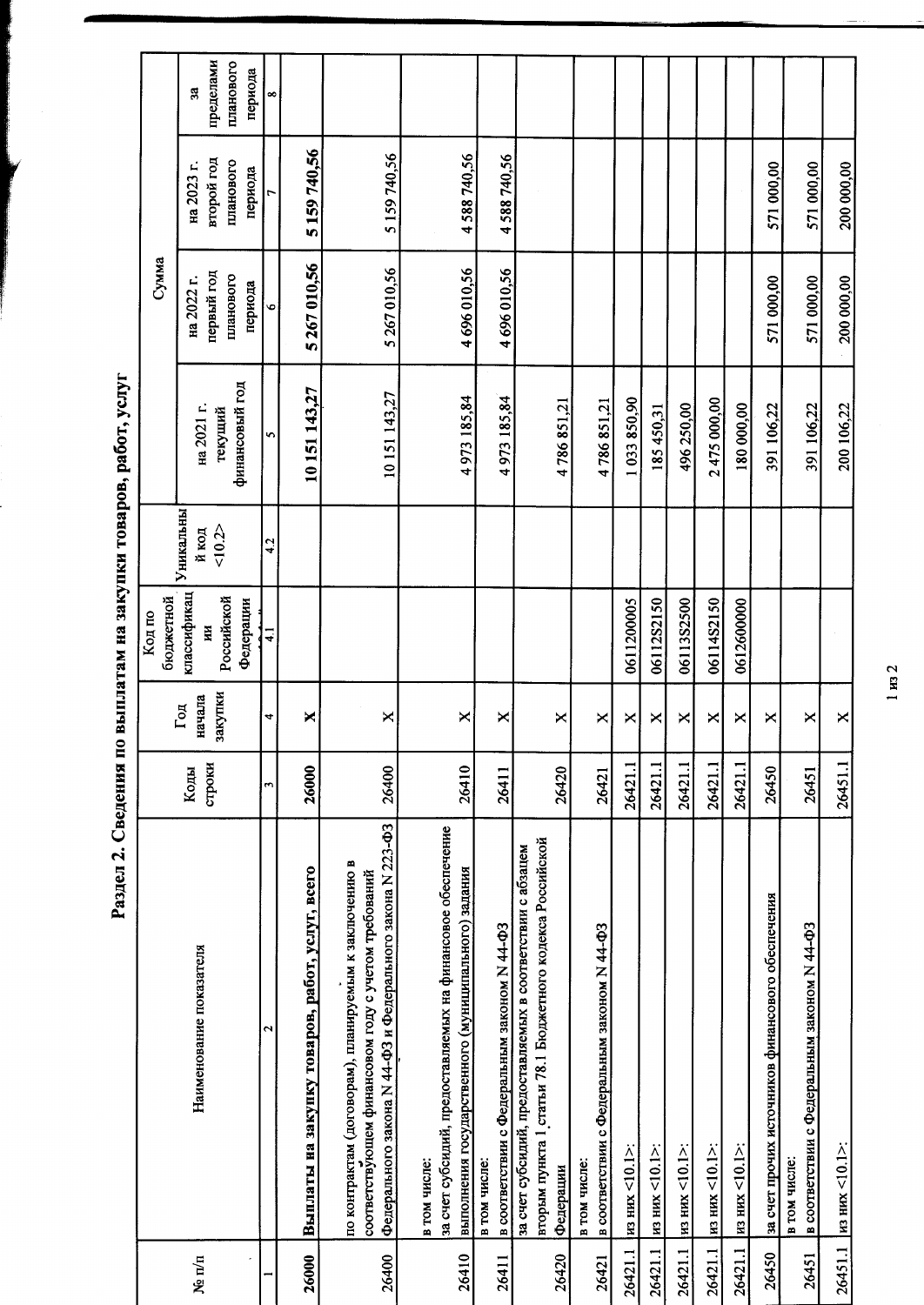## Раздел 2. Сведения по выплатам на закупки товаров, работ, услуг

| № п/п | Наименование показателя | Коды строки | Год начала закупки | Код по бюджетной классификации Российской Федерации | Уникальный код <10.2> | Сумма | | | |
|---|---|---|---|---|---|---|---|---|---|
| | | | | | | на 2021 г. текущий финансовый год | на 2022 г. первый год планового периода | на 2023 г. второй год планового периода | за пределами планового периода |
| 1 | 2 | 3 | 4 | 4.1 | 4.2 | 5 | 6 | 7 | 8 |
| 26000 | **Выплаты на закупку товаров, работ, услуг, всего** | 26000 | X | | | **10 151 143,27** | **5 267 010,56** | **5 159 740,56** | |
| 26400 | по контрактам (договорам), планируемым к заключению в соответствующем финансовом году с учетом требований Федерального закона N 44-ФЗ и Федерального закона N 223-ФЗ | 26400 | X | | | 10 151 143,27 | 5 267 010,56 | 5 159 740,56 | |
| 26410 | в том числе: за счет субсидий, предоставляемых на финансовое обеспечение выполнения государственного (муниципального) задания | 26410 | X | | | 4 973 185,84 | 4 696 010,56 | 4 588 740,56 | |
| 26411 | в том числе: в соответствии с Федеральным законом N 44-ФЗ | 26411 | X | | | 4 973 185,84 | 4 696 010,56 | 4 588 740,56 | |
| 26420 | за счет субсидий, предоставляемых в соответствии с абзацем вторым пункта 1 статьи 78.1 Бюджетного кодекса Российской Федерации | 26420 | X | | | 4 786 851,21 | | | |
| 26421 | в том числе: в соответствии с Федеральным законом N 44-ФЗ | 26421 | X | | | 4 786 851,21 | | | |
| 26421.1 | из них <10.1>: | 26421.1 | X | 0611200005 | | 1 033 850,90 | | | |
| 26421.1 | из них <10.1>: | 26421.1 | X | 06112S2150 | | 185 450,31 | | | |
| 26421.1 | из них <10.1>: | 26421.1 | X | 06113S2500 | | 496 250,00 | | | |
| 26421.1 | из них <10.1>: | 26421.1 | X | 06114S2150 | | 2 475 000,00 | | | |
| 26421.1 | из них <10.1>: | 26421.1 | X | 0612600000 | | 180 000,00 | | | |
| 26450 | за счет прочих источников финансового обеспечения | 26450 | X | | | 391 106,22 | 571 000,00 | 571 000,00 | |
| 26451 | в том числе: в соответствии с Федеральным законом N 44-ФЗ | 26451 | X | | | 391 106,22 | 571 000,00 | 571 000,00 | |
| 26451.1 | из них <10.1>: | 26451.1 | X | | | 200 106,22 | 200 000,00 | 200 000,00 | |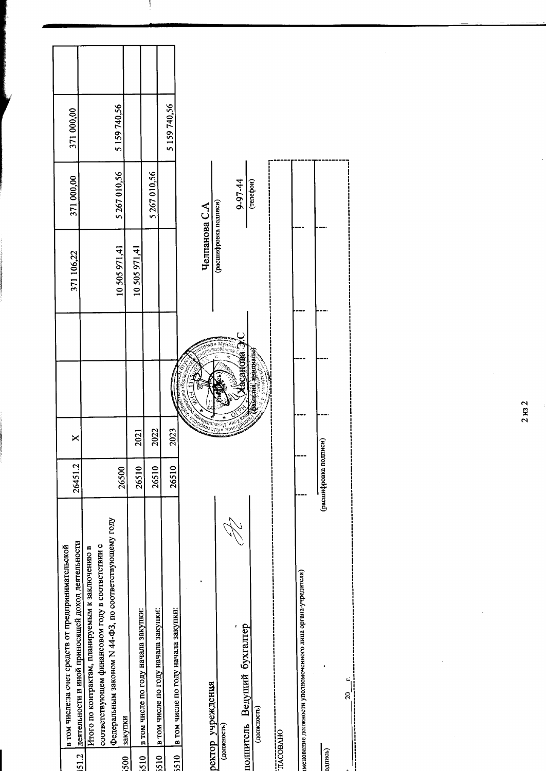| | | | | | | | | | |
|---|---|---|---|---|---|---|---|---|---|
| 51.2 | в том числе:за счет средств от предпринимательской деятельности и иной приносящей доход деятельности | 26451.2 | X | | | 371 106,22 | 371 000,00 | 371 000,00 | |
| 500 | Итого по контрактам, планируемым к заключению в соответствующем финансовом году в соответствии с Федеральным законом N 44-ФЗ, по соответствующему году закупки | 26500 | | | | 10 505 971,41 | 5 267 010,56 | 5 159 740,56 | |
| 510 | в том числе по году начала закупки: | 26510 | 2021 | | | 10 505 971,41 | | | |
| 510 | в том числе по году начала закупки: | 26510 | 2022 | | | | 5 267 010,56 | | |
| 510 | в том числе по году начала закупки: | 26510 | 2023 | | | | | 5 159 740,56 | |

ректор учреждения

(должность) (подпись) Челпанова С.А (расшифровка подписи)

полнитель Ведущий бухгалтер Хасанова Э.С 9-97-44

(должность) (фамилия, инициалы) (телефон)

ГЛАСОВАНО

именование должности уполномоченного лица органа-учредителя)

одпись) (расшифровка подписи)

" " 20 г.